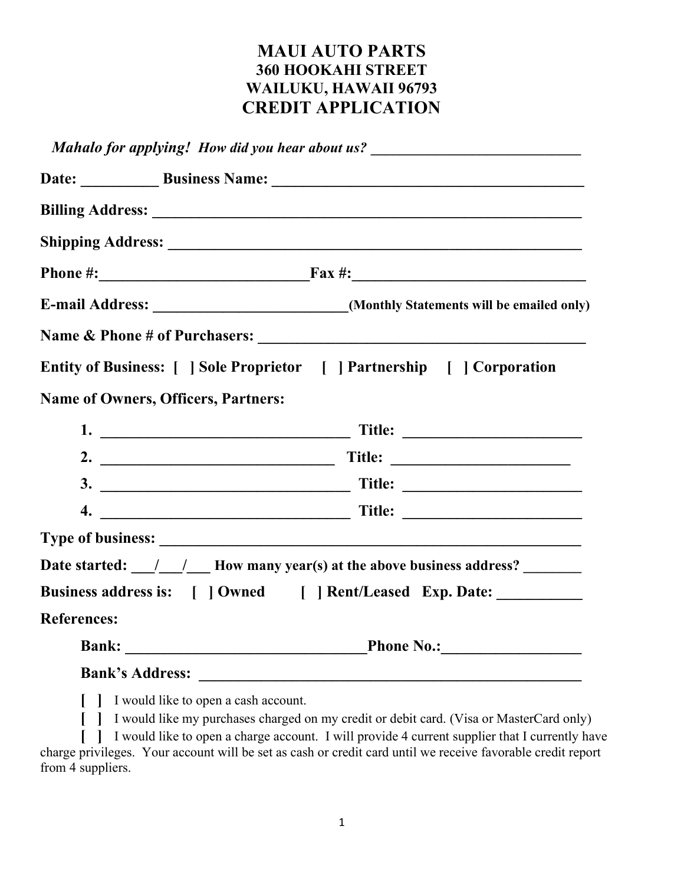# MAUI AUTO PARTS

**360 HOOKAHI STREET**
**WAILUKU, HAWAII 96793**

## CREDIT APPLICATION

***Mahalo for applying!*** ***How did you hear about us?*** **___________________________**

**Date: __________ Business Name: ________________________________________**

**Billing Address: _________________________________________________________**

**Shipping Address: _______________________________________________________**

**Phone #:___________________________Fax #:______________________________**

**E-mail Address: _________________________(Monthly Statements will be emailed only)**

**Name & Phone # of Purchasers: ___________________________________________**

**Entity of Business: [ ] Sole Proprietor [ ] Partnership [ ] Corporation**

**Name of Owners, Officers, Partners:**

**1. ________________________________ Title: ______________________**

**2. ______________________________ Title: ______________________**

**3. ________________________________ Title: ______________________**

**4. ________________________________ Title: ______________________**

**Type of business: _______________________________________________________**

**Date started: ___/___/___ How many year(s) at the above business address? _______**

**Business address is: [ ] Owned [ ] Rent/Leased Exp. Date: ___________**

**References:**

**Bank: _______________________________Phone No.:_________________**

**Bank's Address: ___________________________________________________**

**[ ]** I would like to open a cash account.

**[ ]** I would like my purchases charged on my credit or debit card. (Visa or MasterCard only)

**[ ]** I would like to open a charge account. I will provide 4 current supplier that I currently have charge privileges. Your account will be set as cash or credit card until we receive favorable credit report from 4 suppliers.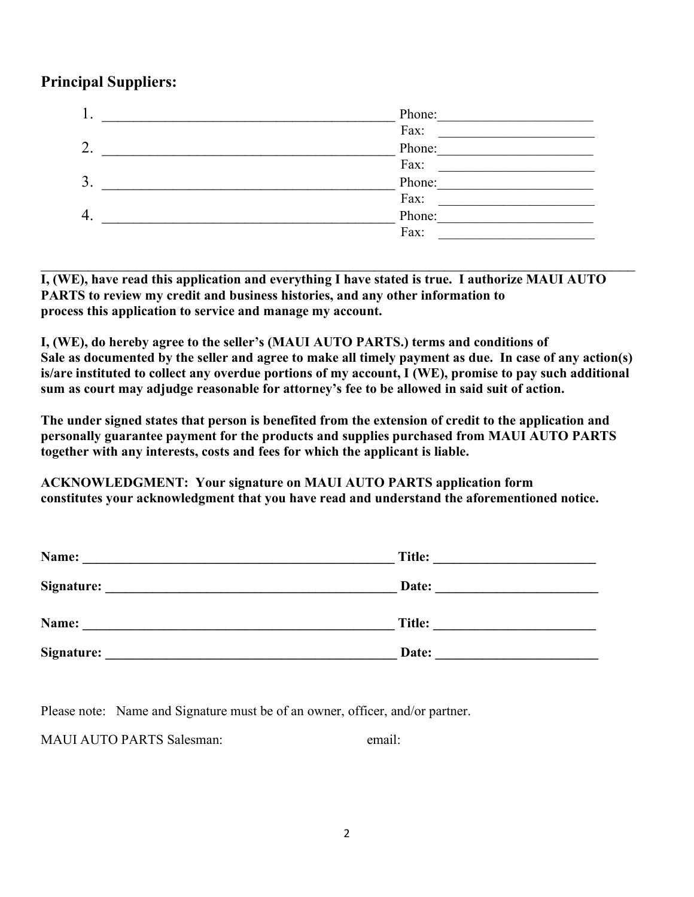## Principal Suppliers:

1. ________________________________________ Phone:______________________
   Fax: ______________________
2. ________________________________________ Phone:______________________
   Fax: ______________________
3. ________________________________________ Phone:______________________
   Fax: ______________________
4. ________________________________________ Phone:______________________
   Fax: ______________________

---

**I, (WE), have read this application and everything I have stated is true. I authorize MAUI AUTO PARTS to review my credit and business histories, and any other information to process this application to service and manage my account.**

**I, (WE), do hereby agree to the seller's (MAUI AUTO PARTS.) terms and conditions of Sale as documented by the seller and agree to make all timely payment as due. In case of any action(s) is/are instituted to collect any overdue portions of my account, I (WE), promise to pay such additional sum as court may adjudge reasonable for attorney's fee to be allowed in said suit of action.**

**The under signed states that person is benefited from the extension of credit to the application and personally guarantee payment for the products and supplies purchased from MAUI AUTO PARTS together with any interests, costs and fees for which the applicant is liable.**

**ACKNOWLEDGMENT: Your signature on MAUI AUTO PARTS application form constitutes your acknowledgment that you have read and understand the aforementioned notice.**

**Name:** ______________________________________________ **Title:** ______________________

**Signature:** ___________________________________________ **Date:** ______________________

**Name:** ______________________________________________ **Title:** ______________________

**Signature:** ___________________________________________ **Date:** ______________________

Please note: Name and Signature must be of an owner, officer, and/or partner.

MAUI AUTO PARTS Salesman: email: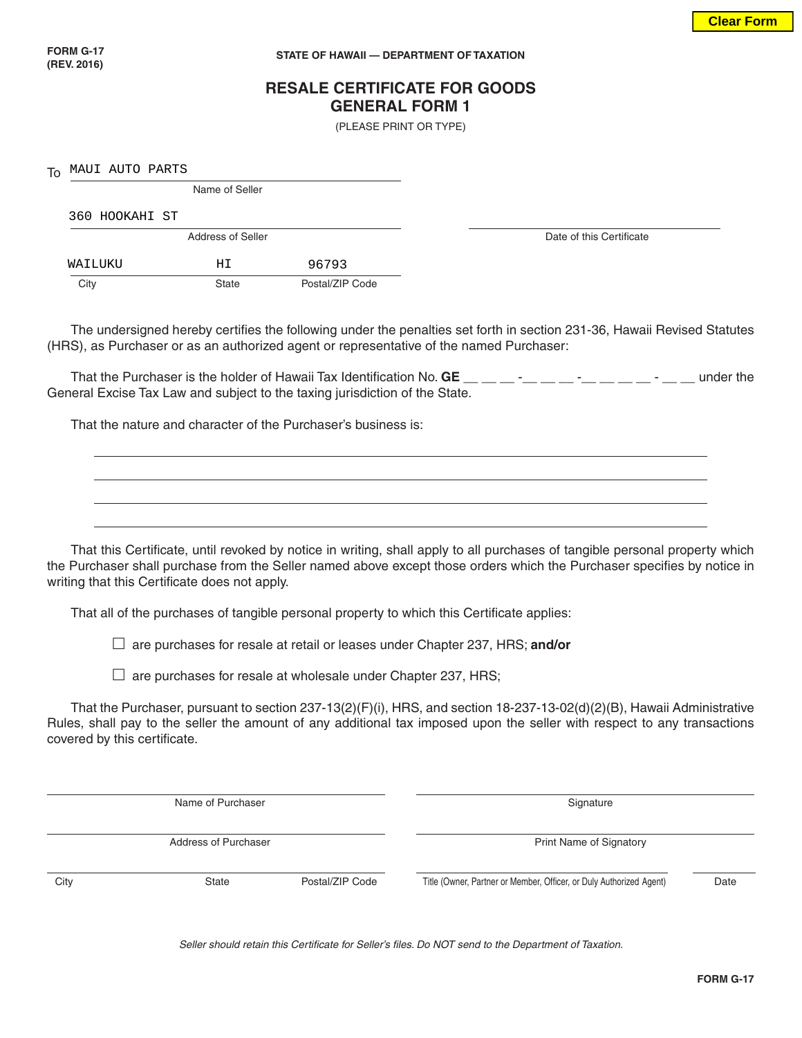FORM G-17
(REV. 2016)

STATE OF HAWAII — DEPARTMENT OF TAXATION

# RESALE CERTIFICATE FOR GOODS
## GENERAL FORM 1

(PLEASE PRINT OR TYPE)

To MAUI AUTO PARTS
Name of Seller

360 HOOKAHI ST
Address of Seller

WAILUKU HI 96793
City State Postal/ZIP Code

Date of this Certificate

The undersigned hereby certifies the following under the penalties set forth in section 231-36, Hawaii Revised Statutes (HRS), as Purchaser or as an authorized agent or representative of the named Purchaser:

That the Purchaser is the holder of Hawaii Tax Identification No. **GE** __ __ __ -__ __ __ -__ __ __ __ - __ __ under the General Excise Tax Law and subject to the taxing jurisdiction of the State.

That the nature and character of the Purchaser's business is:

That this Certificate, until revoked by notice in writing, shall apply to all purchases of tangible personal property which the Purchaser shall purchase from the Seller named above except those orders which the Purchaser specifies by notice in writing that this Certificate does not apply.

That all of the purchases of tangible personal property to which this Certificate applies:

☐ are purchases for resale at retail or leases under Chapter 237, HRS; **and/or**

☐ are purchases for resale at wholesale under Chapter 237, HRS;

That the Purchaser, pursuant to section 237-13(2)(F)(i), HRS, and section 18-237-13-02(d)(2)(B), Hawaii Administrative Rules, shall pay to the seller the amount of any additional tax imposed upon the seller with respect to any transactions covered by this certificate.

Name of Purchaser

Signature

Address of Purchaser

Print Name of Signatory

City State Postal/ZIP Code

Title (Owner, Partner or Member, Officer, or Duly Authorized Agent)

Date

*Seller should retain this Certificate for Seller's files. Do NOT send to the Department of Taxation.*

FORM G-17